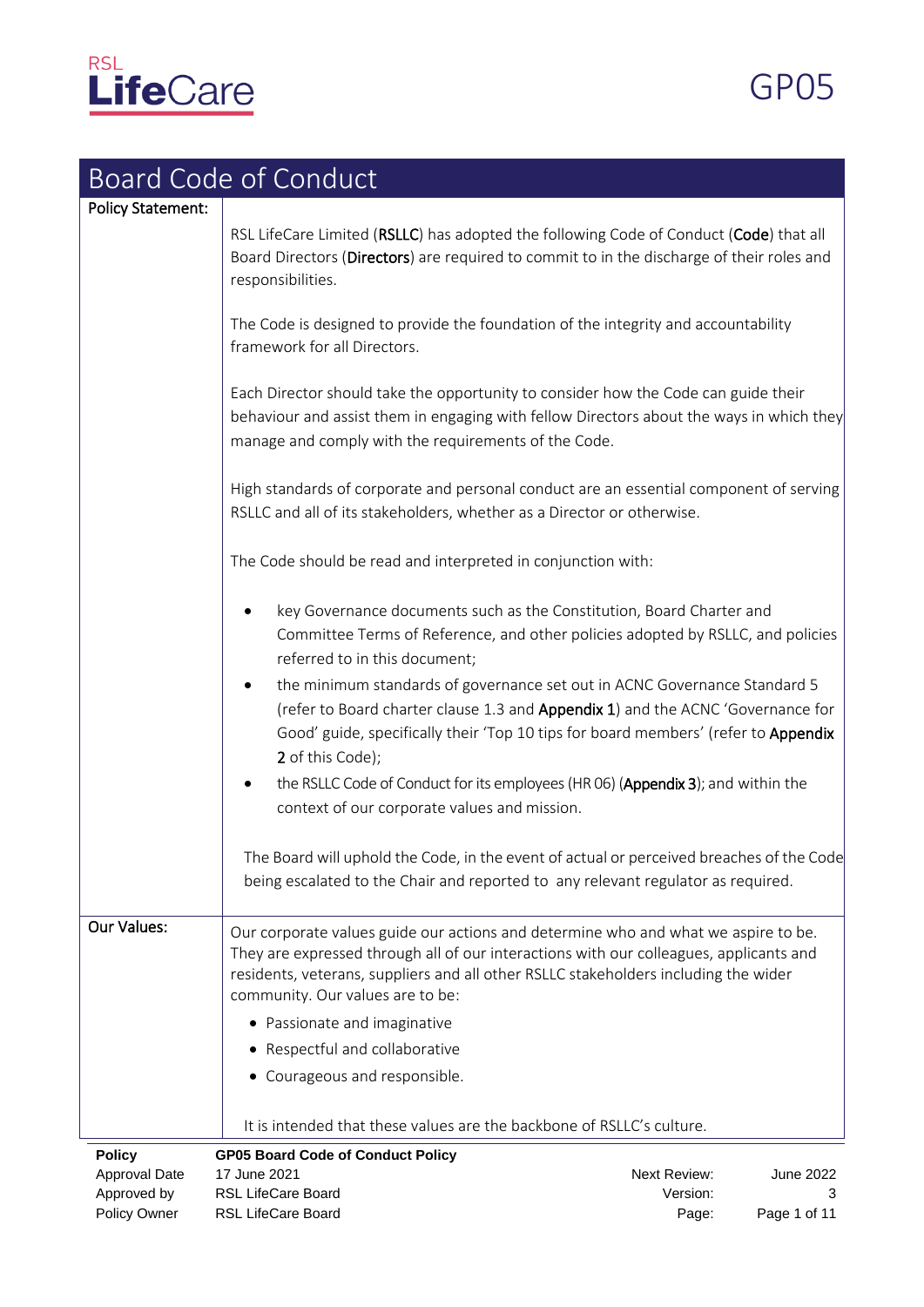GP05

# Board Code of Conduct

## Policy Statement:

RSL LifeCare Limited (**RSLLC**) has adopted the following Code of Conduct (**Code**) that all Board Directors (**Directors**) are required to commit to in the discharge of their roles and responsibilities.

The Code is designed to provide the foundation of the integrity and accountability framework for all Directors.

Each Director should take the opportunity to consider how the Code can guide their behaviour and assist them in engaging with fellow Directors about the ways in which they manage and comply with the requirements of the Code.

High standards of corporate and personal conduct are an essential component of serving RSLLC and all of its stakeholders, whether as a Director or otherwise.

The Code should be read and interpreted in conjunction with:

- key Governance documents such as the Constitution, Board Charter and Committee Terms of Reference, and other policies adopted by RSLLC, and policies referred to in this document;
- the minimum standards of governance set out in ACNC Governance Standard 5 (refer to Board charter clause 1.3 and **Appendix 1**) and the ACNC 'Governance for Good' guide, specifically their 'Top 10 tips for board members' (refer to **Appendix 2** of this Code);
- the RSLLC Code of Conduct for its employees (HR 06) (**Appendix 3**); and within the context of our corporate values and mission.

The Board will uphold the Code, in the event of actual or perceived breaches of the Code being escalated to the Chair and reported to any relevant regulator as required.

## Our Values:

Our corporate values guide our actions and determine who and what we aspire to be. They are expressed through all of our interactions with our colleagues, applicants and residents, veterans, suppliers and all other RSLLC stakeholders including the wider community. Our values are to be:

- Passionate and imaginative
- Respectful and collaborative
- Courageous and responsible.

It is intended that these values are the backbone of RSLLC's culture.

| | | | |
|---|---|---|---|
| **Policy** | **GP05 Board Code of Conduct Policy** | | |
| Approval Date | 17 June 2021 | Next Review: | June 2022 |
| Approved by | RSL LifeCare Board | Version: | 3 |
| Policy Owner | RSL LifeCare Board | | |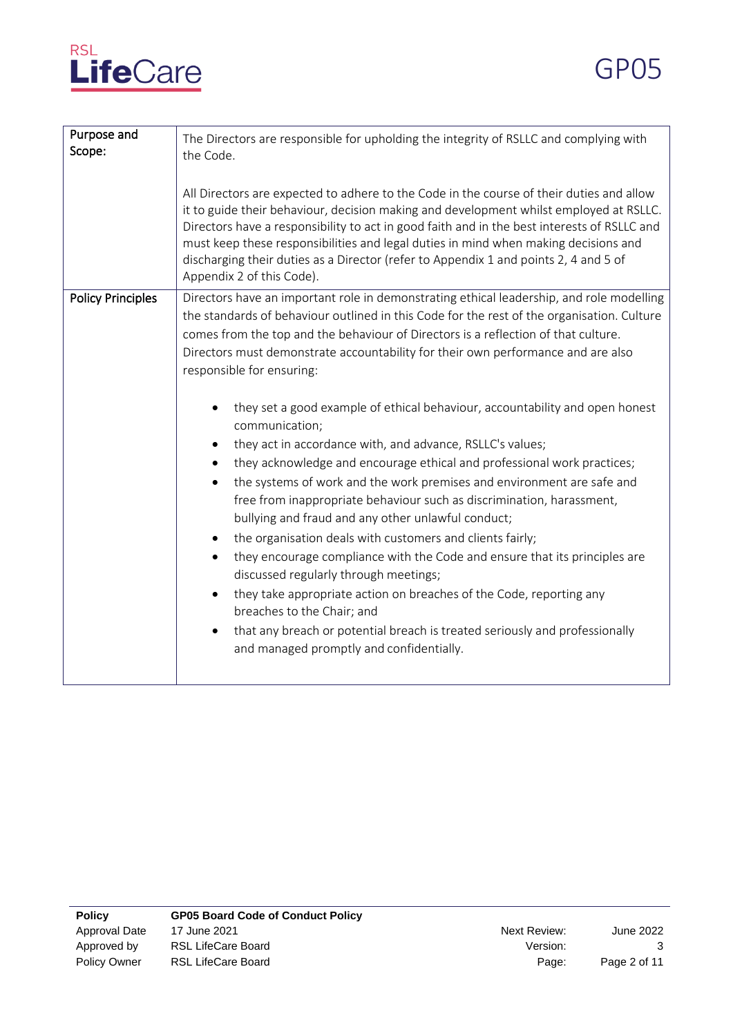| Purpose and Scope: | The Directors are responsible for upholding the integrity of RSLLC and complying with the Code.<br><br>All Directors are expected to adhere to the Code in the course of their duties and allow it to guide their behaviour, decision making and development whilst employed at RSLLC. Directors have a responsibility to act in good faith and in the best interests of RSLLC and must keep these responsibilities and legal duties in mind when making decisions and discharging their duties as a Director (refer to Appendix 1 and points 2, 4 and 5 of Appendix 2 of this Code). |
|---|---|
| Policy Principles | Directors have an important role in demonstrating ethical leadership, and role modelling the standards of behaviour outlined in this Code for the rest of the organisation. Culture comes from the top and the behaviour of Directors is a reflection of that culture. Directors must demonstrate accountability for their own performance and are also responsible for ensuring:<br><br>• they set a good example of ethical behaviour, accountability and open honest communication;<br>• they act in accordance with, and advance, RSLLC's values;<br>• they acknowledge and encourage ethical and professional work practices;<br>• the systems of work and the work premises and environment are safe and free from inappropriate behaviour such as discrimination, harassment, bullying and fraud and any other unlawful conduct;<br>• the organisation deals with customers and clients fairly;<br>• they encourage compliance with the Code and ensure that its principles are discussed regularly through meetings;<br>• they take appropriate action on breaches of the Code, reporting any breaches to the Chair; and<br>• that any breach or potential breach is treated seriously and professionally and managed promptly and confidentially. |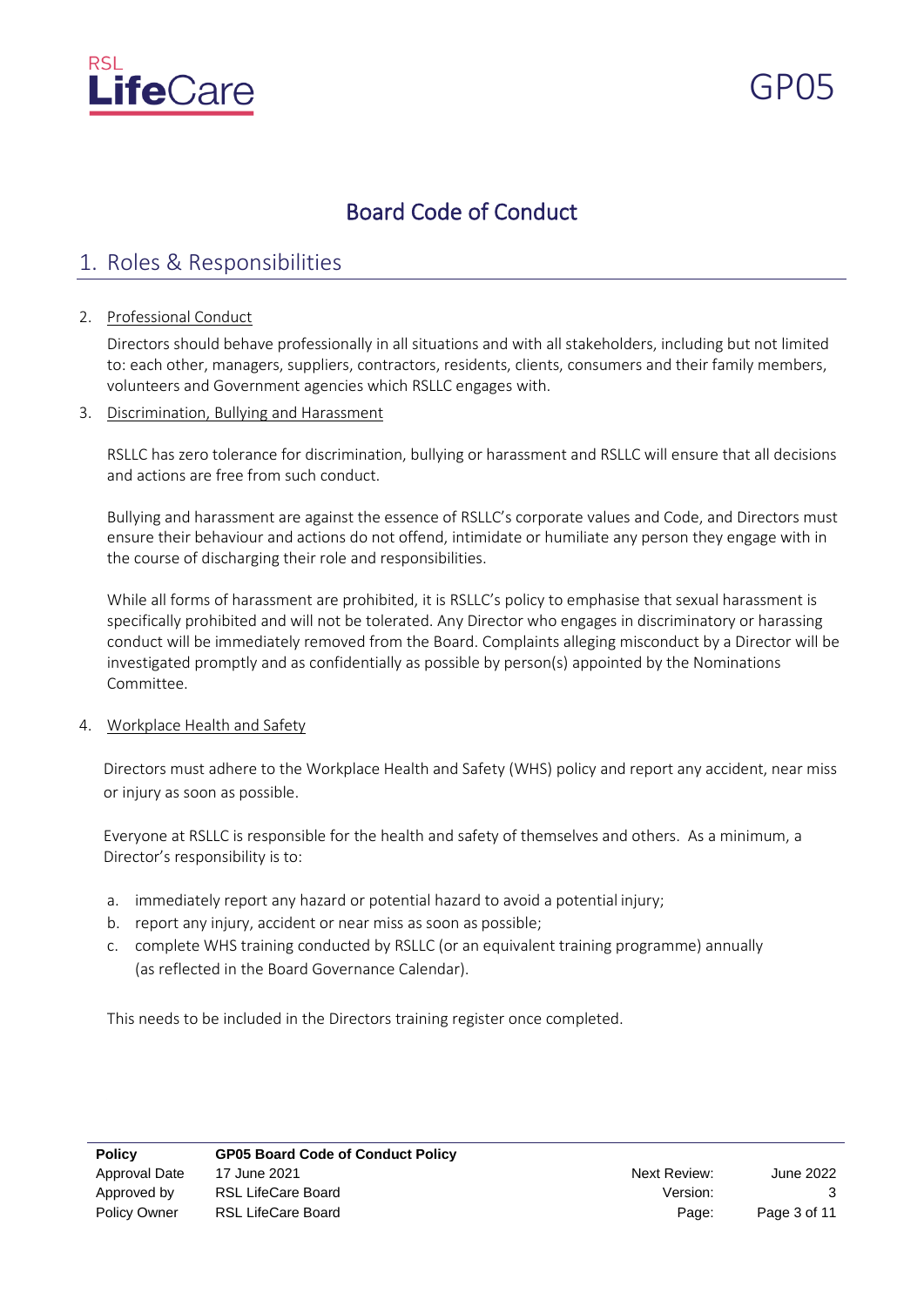# Board Code of Conduct

## 1. Roles & Responsibilities

2. Professional Conduct

   Directors should behave professionally in all situations and with all stakeholders, including but not limited to: each other, managers, suppliers, contractors, residents, clients, consumers and their family members, volunteers and Government agencies which RSLLC engages with.

3. Discrimination, Bullying and Harassment

   RSLLC has zero tolerance for discrimination, bullying or harassment and RSLLC will ensure that all decisions and actions are free from such conduct.

   Bullying and harassment are against the essence of RSLLC's corporate values and Code, and Directors must ensure their behaviour and actions do not offend, intimidate or humiliate any person they engage with in the course of discharging their role and responsibilities.

   While all forms of harassment are prohibited, it is RSLLC's policy to emphasise that sexual harassment is specifically prohibited and will not be tolerated. Any Director who engages in discriminatory or harassing conduct will be immediately removed from the Board. Complaints alleging misconduct by a Director will be investigated promptly and as confidentially as possible by person(s) appointed by the Nominations Committee.

4. Workplace Health and Safety

   Directors must adhere to the Workplace Health and Safety (WHS) policy and report any accident, near miss or injury as soon as possible.

   Everyone at RSLLC is responsible for the health and safety of themselves and others. As a minimum, a Director's responsibility is to:

   a. immediately report any hazard or potential hazard to avoid a potential injury;
   b. report any injury, accident or near miss as soon as possible;
   c. complete WHS training conducted by RSLLC (or an equivalent training programme) annually (as reflected in the Board Governance Calendar).

   This needs to be included in the Directors training register once completed.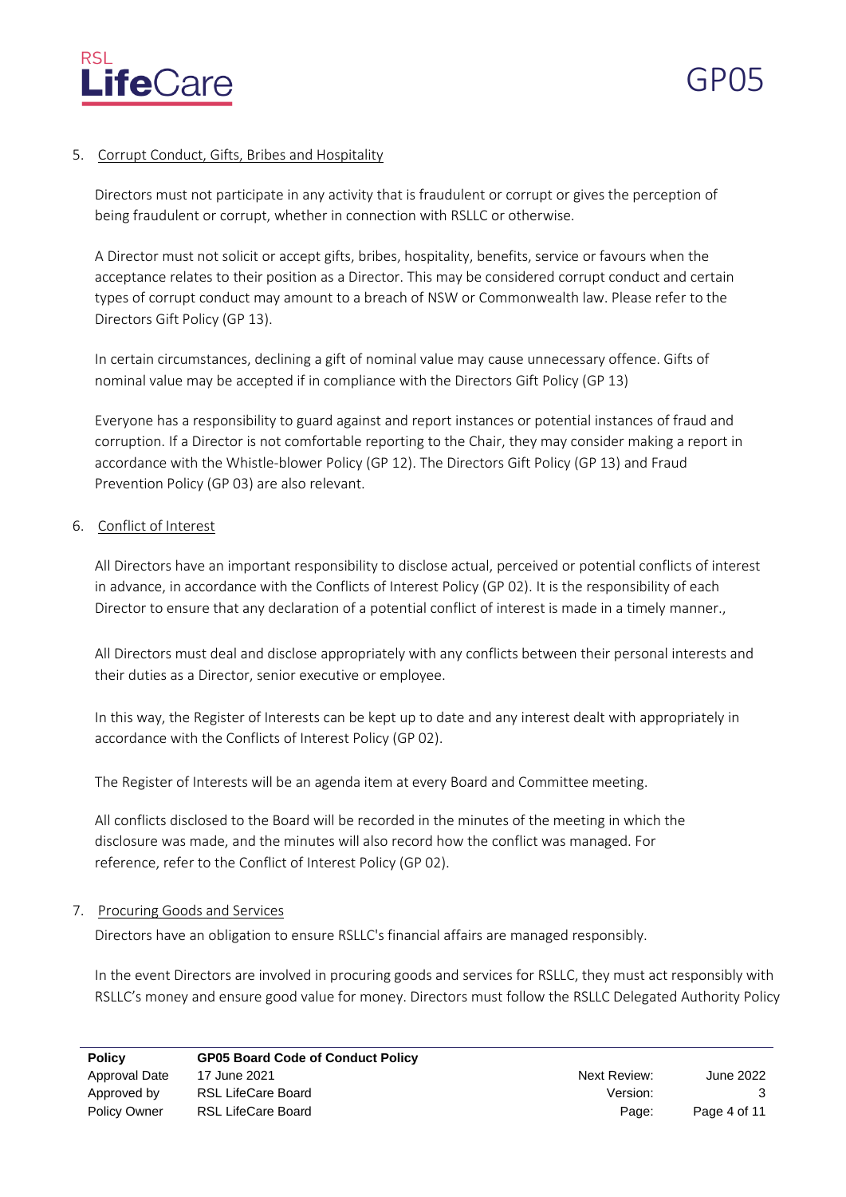## 5. Corrupt Conduct, Gifts, Bribes and Hospitality

Directors must not participate in any activity that is fraudulent or corrupt or gives the perception of being fraudulent or corrupt, whether in connection with RSLLC or otherwise.

A Director must not solicit or accept gifts, bribes, hospitality, benefits, service or favours when the acceptance relates to their position as a Director. This may be considered corrupt conduct and certain types of corrupt conduct may amount to a breach of NSW or Commonwealth law. Please refer to the Directors Gift Policy (GP 13).

In certain circumstances, declining a gift of nominal value may cause unnecessary offence. Gifts of nominal value may be accepted if in compliance with the Directors Gift Policy (GP 13)

Everyone has a responsibility to guard against and report instances or potential instances of fraud and corruption. If a Director is not comfortable reporting to the Chair, they may consider making a report in accordance with the Whistle-blower Policy (GP 12). The Directors Gift Policy (GP 13) and Fraud Prevention Policy (GP 03) are also relevant.

## 6. Conflict of Interest

All Directors have an important responsibility to disclose actual, perceived or potential conflicts of interest in advance, in accordance with the Conflicts of Interest Policy (GP 02). It is the responsibility of each Director to ensure that any declaration of a potential conflict of interest is made in a timely manner.,

All Directors must deal and disclose appropriately with any conflicts between their personal interests and their duties as a Director, senior executive or employee.

In this way, the Register of Interests can be kept up to date and any interest dealt with appropriately in accordance with the Conflicts of Interest Policy (GP 02).

The Register of Interests will be an agenda item at every Board and Committee meeting.

All conflicts disclosed to the Board will be recorded in the minutes of the meeting in which the disclosure was made, and the minutes will also record how the conflict was managed. For reference, refer to the Conflict of Interest Policy (GP 02).

## 7. Procuring Goods and Services

Directors have an obligation to ensure RSLLC's financial affairs are managed responsibly.

In the event Directors are involved in procuring goods and services for RSLLC, they must act responsibly with RSLLC's money and ensure good value for money. Directors must follow the RSLLC Delegated Authority Policy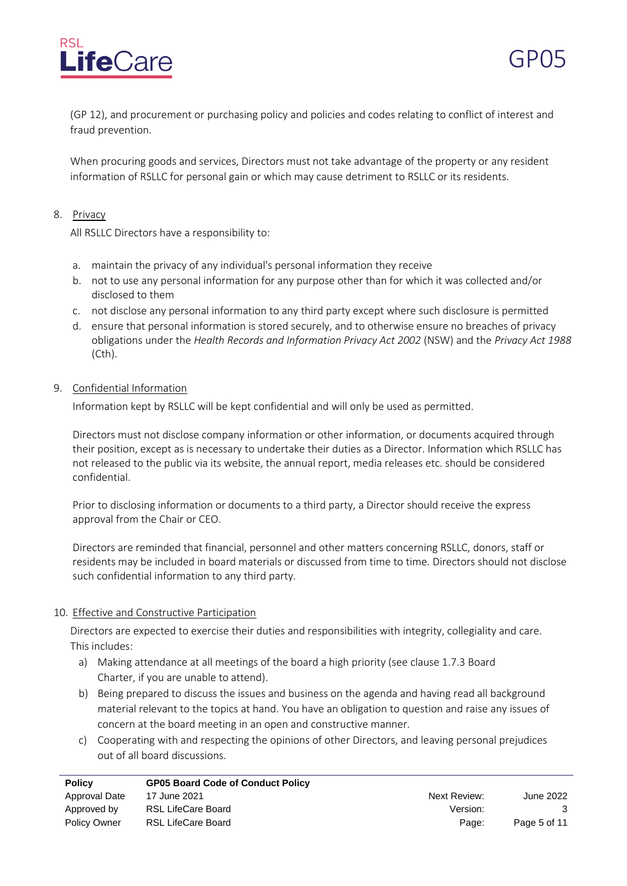(GP 12), and procurement or purchasing policy and policies and codes relating to conflict of interest and fraud prevention.

When procuring goods and services, Directors must not take advantage of the property or any resident information of RSLLC for personal gain or which may cause detriment to RSLLC or its residents.

8. Privacy

All RSLLC Directors have a responsibility to:

a. maintain the privacy of any individual's personal information they receive
b. not to use any personal information for any purpose other than for which it was collected and/or disclosed to them
c. not disclose any personal information to any third party except where such disclosure is permitted
d. ensure that personal information is stored securely, and to otherwise ensure no breaches of privacy obligations under the *Health Records and Information Privacy Act 2002* (NSW) and the *Privacy Act 1988* (Cth).

9. Confidential Information

Information kept by RSLLC will be kept confidential and will only be used as permitted.

Directors must not disclose company information or other information, or documents acquired through their position, except as is necessary to undertake their duties as a Director. Information which RSLLC has not released to the public via its website, the annual report, media releases etc. should be considered confidential.

Prior to disclosing information or documents to a third party, a Director should receive the express approval from the Chair or CEO.

Directors are reminded that financial, personnel and other matters concerning RSLLC, donors, staff or residents may be included in board materials or discussed from time to time. Directors should not disclose such confidential information to any third party.

10. Effective and Constructive Participation

Directors are expected to exercise their duties and responsibilities with integrity, collegiality and care. This includes:

a) Making attendance at all meetings of the board a high priority (see clause 1.7.3 Board Charter, if you are unable to attend).
b) Being prepared to discuss the issues and business on the agenda and having read all background material relevant to the topics at hand. You have an obligation to question and raise any issues of concern at the board meeting in an open and constructive manner.
c) Cooperating with and respecting the opinions of other Directors, and leaving personal prejudices out of all board discussions.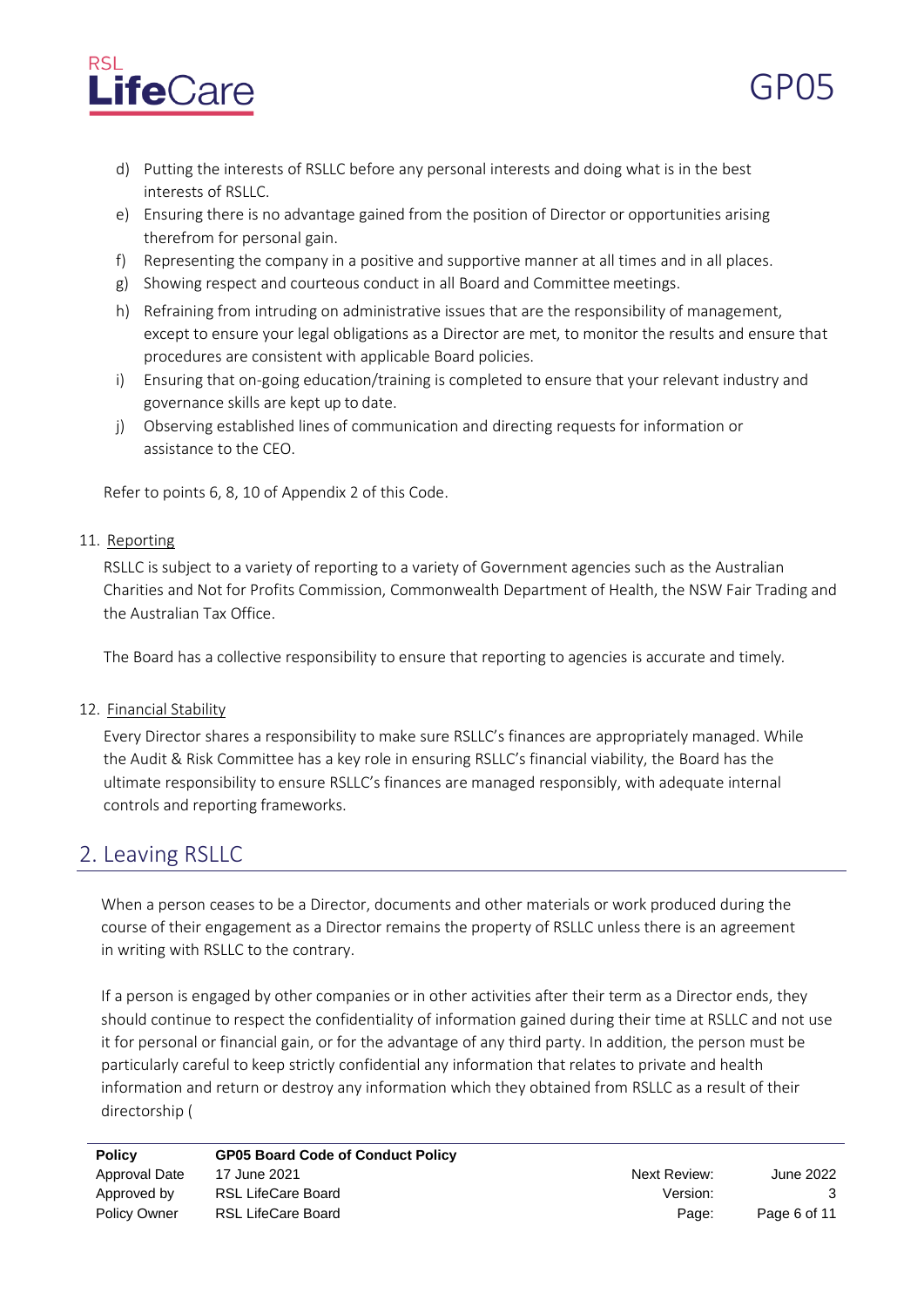d) Putting the interests of RSLLC before any personal interests and doing what is in the best interests of RSLLC.
e) Ensuring there is no advantage gained from the position of Director or opportunities arising therefrom for personal gain.
f) Representing the company in a positive and supportive manner at all times and in all places.
g) Showing respect and courteous conduct in all Board and Committee meetings.
h) Refraining from intruding on administrative issues that are the responsibility of management, except to ensure your legal obligations as a Director are met, to monitor the results and ensure that procedures are consistent with applicable Board policies.
i) Ensuring that on-going education/training is completed to ensure that your relevant industry and governance skills are kept up to date.
j) Observing established lines of communication and directing requests for information or assistance to the CEO.

Refer to points 6, 8, 10 of Appendix 2 of this Code.

11. Reporting

RSLLC is subject to a variety of reporting to a variety of Government agencies such as the Australian Charities and Not for Profits Commission, Commonwealth Department of Health, the NSW Fair Trading and the Australian Tax Office.

The Board has a collective responsibility to ensure that reporting to agencies is accurate and timely.

12. Financial Stability

Every Director shares a responsibility to make sure RSLLC's finances are appropriately managed. While the Audit & Risk Committee has a key role in ensuring RSLLC's financial viability, the Board has the ultimate responsibility to ensure RSLLC's finances are managed responsibly, with adequate internal controls and reporting frameworks.

## 2. Leaving RSLLC

When a person ceases to be a Director, documents and other materials or work produced during the course of their engagement as a Director remains the property of RSLLC unless there is an agreement in writing with RSLLC to the contrary.

If a person is engaged by other companies or in other activities after their term as a Director ends, they should continue to respect the confidentiality of information gained during their time at RSLLC and not use it for personal or financial gain, or for the advantage of any third party. In addition, the person must be particularly careful to keep strictly confidential any information that relates to private and health information and return or destroy any information which they obtained from RSLLC as a result of their directorship (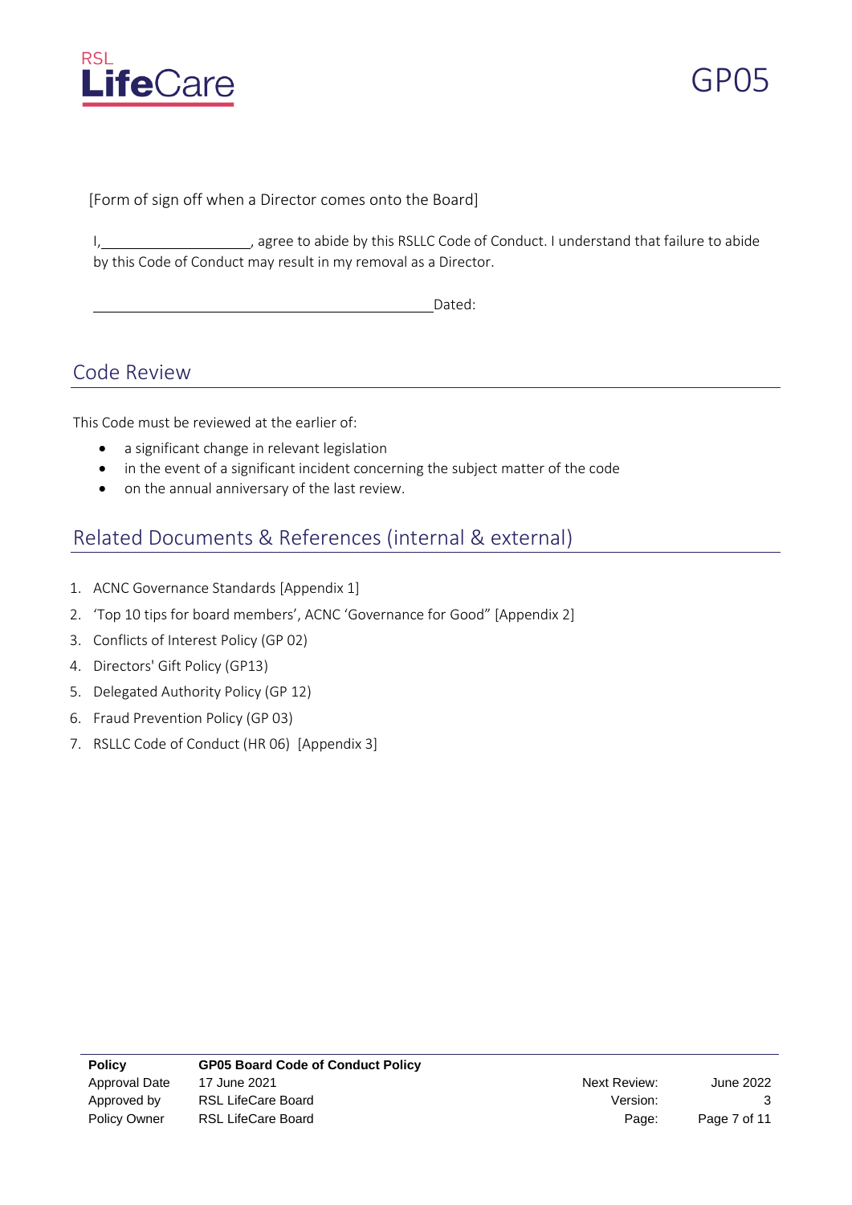[Form of sign off when a Director comes onto the Board]

I,\_\_\_\_\_\_\_\_\_\_\_\_\_\_\_\_\_\_\_\_, agree to abide by this RSLLC Code of Conduct. I understand that failure to abide by this Code of Conduct may result in my removal as a Director.

\_\_\_\_\_\_\_\_\_\_\_\_\_\_\_\_\_\_\_\_\_\_\_\_\_\_\_\_\_\_\_\_\_\_\_\_\_\_\_\_\_\_\_\_Dated:

## Code Review

This Code must be reviewed at the earlier of:

- a significant change in relevant legislation
- in the event of a significant incident concerning the subject matter of the code
- on the annual anniversary of the last review.

## Related Documents & References (internal & external)

1. ACNC Governance Standards [Appendix 1]
2. 'Top 10 tips for board members', ACNC 'Governance for Good" [Appendix 2]
3. Conflicts of Interest Policy (GP 02)
4. Directors' Gift Policy (GP13)
5. Delegated Authority Policy (GP 12)
6. Fraud Prevention Policy (GP 03)
7. RSLLC Code of Conduct (HR 06) [Appendix 3]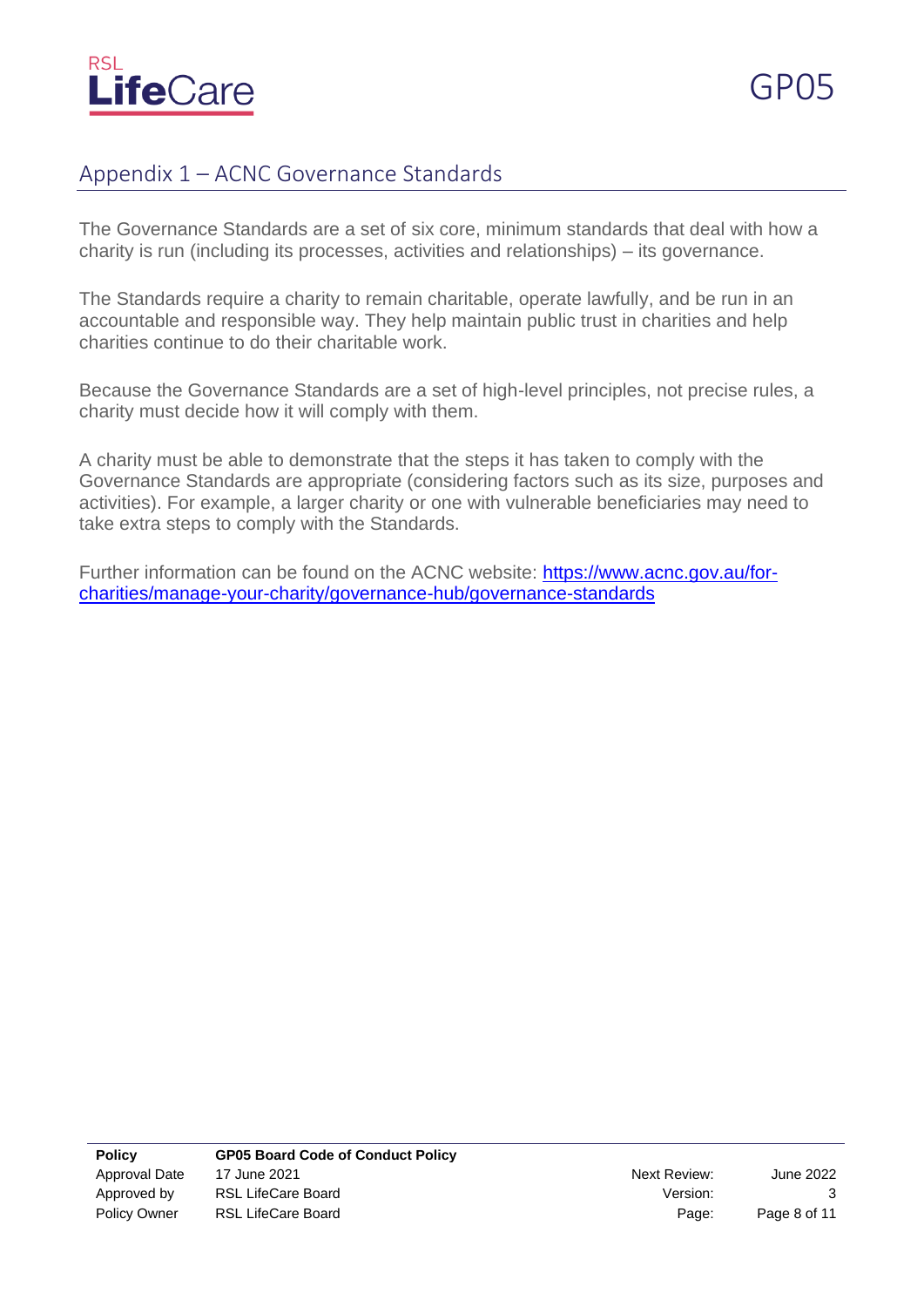## Appendix 1 – ACNC Governance Standards

The Governance Standards are a set of six core, minimum standards that deal with how a charity is run (including its processes, activities and relationships) – its governance.

The Standards require a charity to remain charitable, operate lawfully, and be run in an accountable and responsible way. They help maintain public trust in charities and help charities continue to do their charitable work.

Because the Governance Standards are a set of high-level principles, not precise rules, a charity must decide how it will comply with them.

A charity must be able to demonstrate that the steps it has taken to comply with the Governance Standards are appropriate (considering factors such as its size, purposes and activities). For example, a larger charity or one with vulnerable beneficiaries may need to take extra steps to comply with the Standards.

Further information can be found on the ACNC website: [https://www.acnc.gov.au/for-charities/manage-your-charity/governance-hub/governance-standards](https://www.acnc.gov.au/for-charities/manage-your-charity/governance-hub/governance-standards)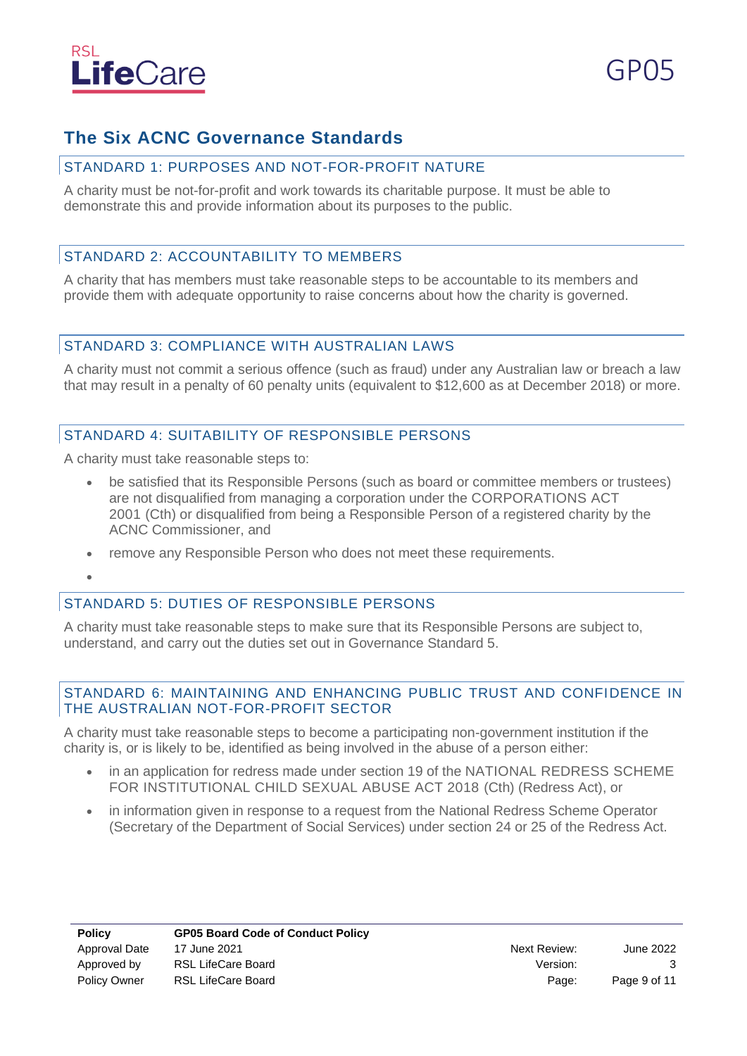## The Six ACNC Governance Standards

### STANDARD 1: PURPOSES AND NOT-FOR-PROFIT NATURE

A charity must be not-for-profit and work towards its charitable purpose. It must be able to demonstrate this and provide information about its purposes to the public.

### STANDARD 2: ACCOUNTABILITY TO MEMBERS

A charity that has members must take reasonable steps to be accountable to its members and provide them with adequate opportunity to raise concerns about how the charity is governed.

### STANDARD 3: COMPLIANCE WITH AUSTRALIAN LAWS

A charity must not commit a serious offence (such as fraud) under any Australian law or breach a law that may result in a penalty of 60 penalty units (equivalent to $12,600 as at December 2018) or more.

### STANDARD 4: SUITABILITY OF RESPONSIBLE PERSONS

A charity must take reasonable steps to:

- be satisfied that its Responsible Persons (such as board or committee members or trustees) are not disqualified from managing a corporation under the CORPORATIONS ACT 2001 (Cth) or disqualified from being a Responsible Person of a registered charity by the ACNC Commissioner, and
- remove any Responsible Person who does not meet these requirements.

### STANDARD 5: DUTIES OF RESPONSIBLE PERSONS

A charity must take reasonable steps to make sure that its Responsible Persons are subject to, understand, and carry out the duties set out in Governance Standard 5.

### STANDARD 6: MAINTAINING AND ENHANCING PUBLIC TRUST AND CONFIDENCE IN THE AUSTRALIAN NOT-FOR-PROFIT SECTOR

A charity must take reasonable steps to become a participating non-government institution if the charity is, or is likely to be, identified as being involved in the abuse of a person either:

- in an application for redress made under section 19 of the NATIONAL REDRESS SCHEME FOR INSTITUTIONAL CHILD SEXUAL ABUSE ACT 2018 (Cth) (Redress Act), or
- in information given in response to a request from the National Redress Scheme Operator (Secretary of the Department of Social Services) under section 24 or 25 of the Redress Act.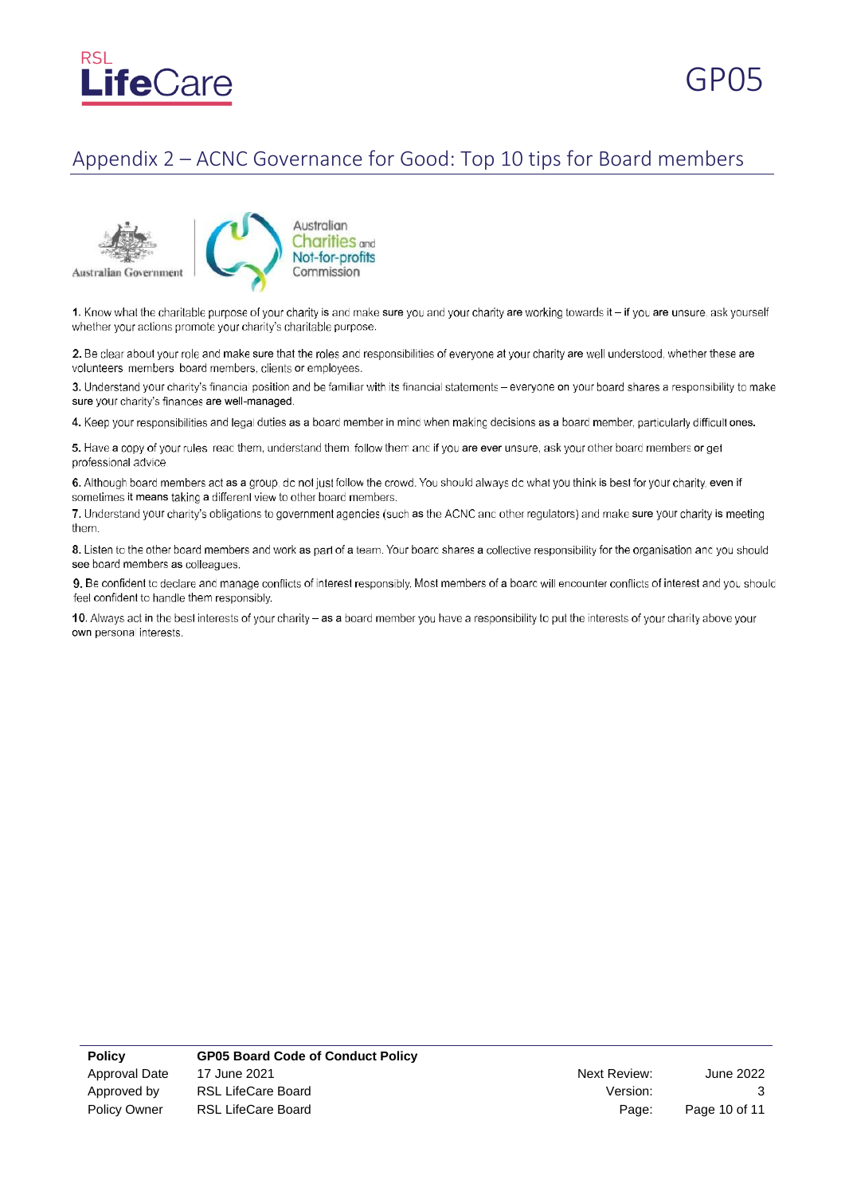## Appendix 2 – ACNC Governance for Good: Top 10 tips for Board members

Australian Government | Australian Charities and Not-for-profits Commission

1. Know what the charitable purpose of your charity is and make sure you and your charity are working towards it – if you are unsure, ask yourself whether your actions promote your charity's charitable purpose.

2. Be clear about your role and make sure that the roles and responsibilities of everyone at your charity are well understood, whether these are volunteers, members, board members, clients or employees.

3. Understand your charity's financial position and be familiar with its financial statements – everyone on your board shares a responsibility to make sure your charity's finances are well-managed.

4. Keep your responsibilities and legal duties as a board member in mind when making decisions as a board member, particularly difficult ones.

5. Have a copy of your rules, read them, understand them, follow them and if you are ever unsure, ask your other board members or get professional advice.

6. Although board members act as a group, do not just follow the crowd. You should always do what you think is best for your charity, even if sometimes it means taking a different view to other board members.

7. Understand your charity's obligations to government agencies (such as the ACNC and other regulators) and make sure your charity is meeting them.

8. Listen to the other board members and work as part of a team. Your board shares a collective responsibility for the organisation and you should see board members as colleagues.

9. Be confident to declare and manage conflicts of interest responsibly. Most members of a board will encounter conflicts of interest and you should feel confident to handle them responsibly.

10. Always act in the best interests of your charity – as a board member you have a responsibility to put the interests of your charity above your own personal interests.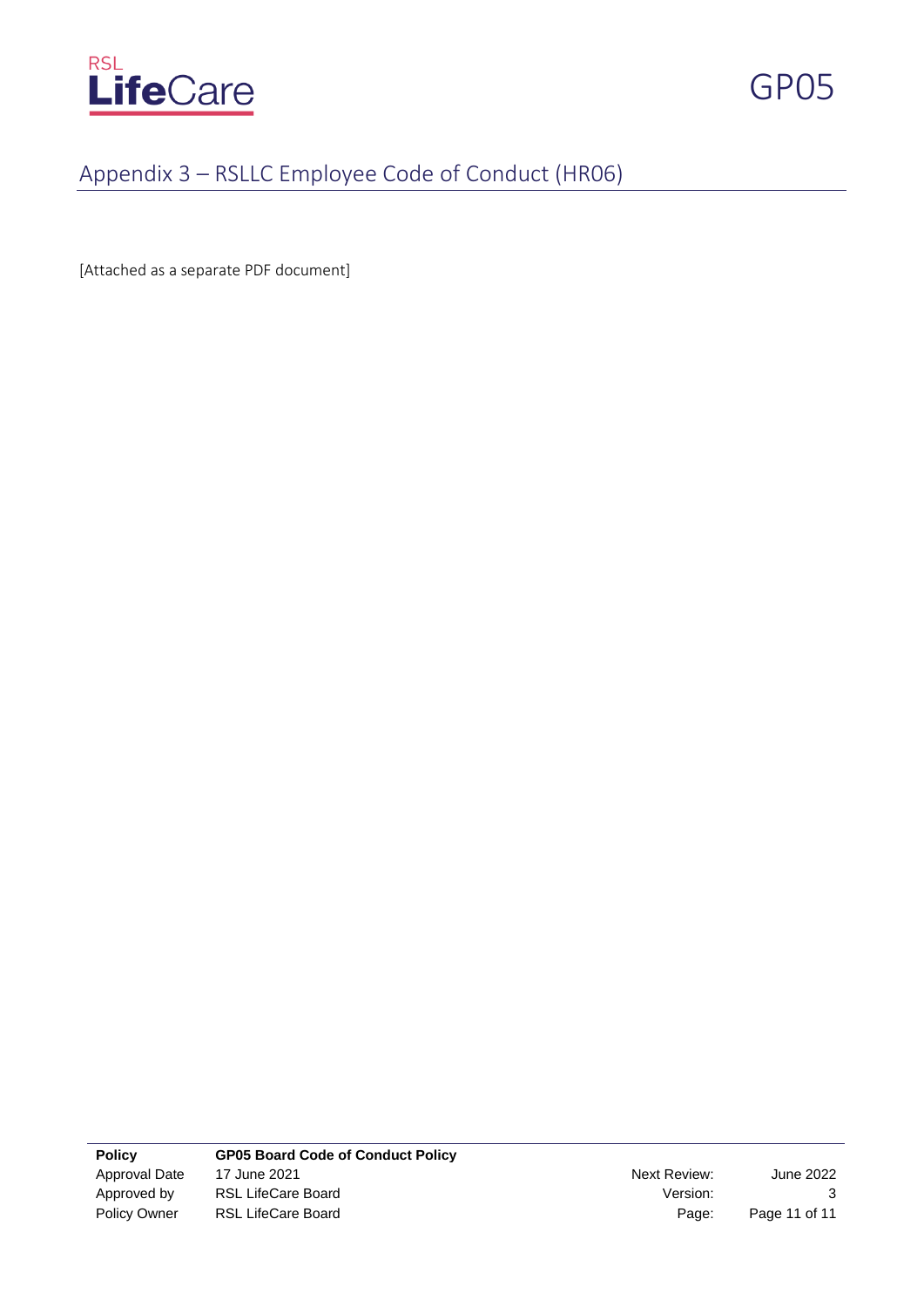## Appendix 3 – RSLLC Employee Code of Conduct (HR06)

[Attached as a separate PDF document]